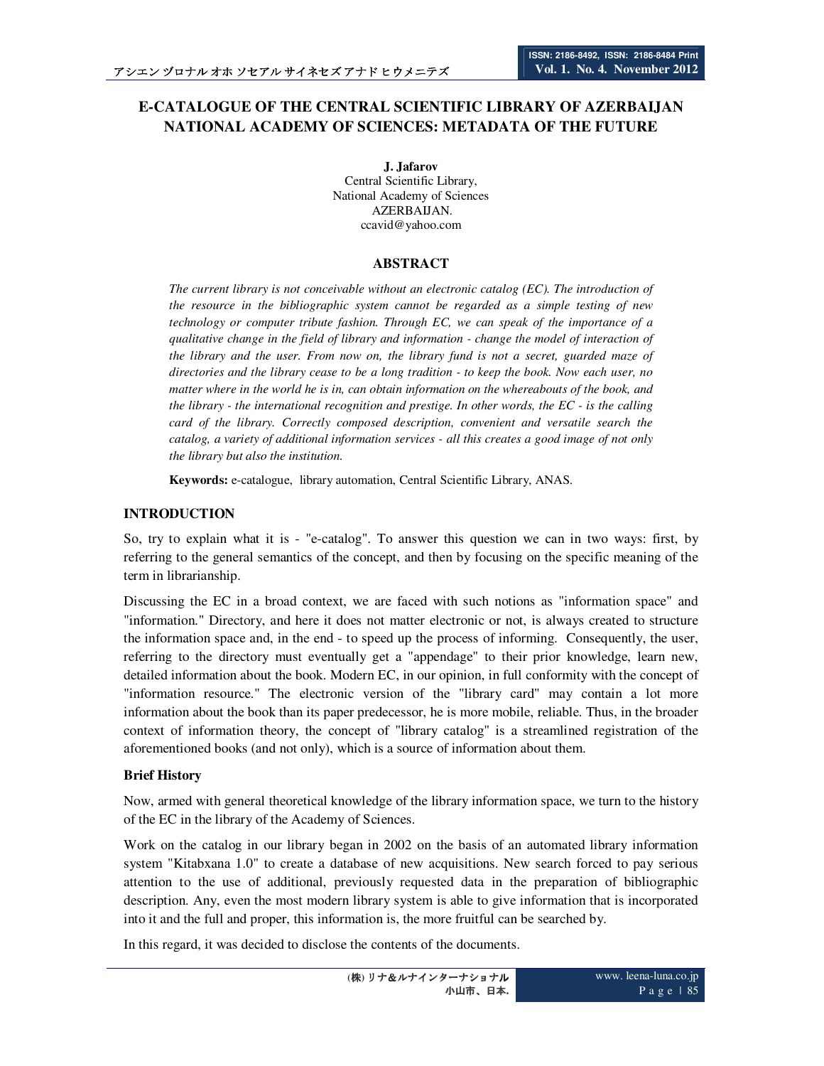# E-CATALOGUE OF THE CENTRAL SCIENTIFIC LIBRARY OF AZERBAIJAN NATIONAL ACADEMY OF SCIENCES: METADATA OF THE FUTURE

**J. Jafarov**
Central Scientific Library,
National Academy of Sciences
AZERBAIJAN.
ccavid@yahoo.com

## ABSTRACT

*The current library is not conceivable without an electronic catalog (EC). The introduction of the resource in the bibliographic system cannot be regarded as a simple testing of new technology or computer tribute fashion. Through EC, we can speak of the importance of a qualitative change in the field of library and information - change the model of interaction of the library and the user. From now on, the library fund is not a secret, guarded maze of directories and the library cease to be a long tradition - to keep the book. Now each user, no matter where in the world he is in, can obtain information on the whereabouts of the book, and the library - the international recognition and prestige. In other words, the EC - is the calling card of the library. Correctly composed description, convenient and versatile search the catalog, a variety of additional information services - all this creates a good image of not only the library but also the institution.*

**Keywords:** e-catalogue, library automation, Central Scientific Library, ANAS.

## INTRODUCTION

So, try to explain what it is - "e-catalog". To answer this question we can in two ways: first, by referring to the general semantics of the concept, and then by focusing on the specific meaning of the term in librarianship.

Discussing the EC in a broad context, we are faced with such notions as "information space" and "information." Directory, and here it does not matter electronic or not, is always created to structure the information space and, in the end - to speed up the process of informing. Consequently, the user, referring to the directory must eventually get a "appendage" to their prior knowledge, learn new, detailed information about the book. Modern EC, in our opinion, in full conformity with the concept of "information resource." The electronic version of the "library card" may contain a lot more information about the book than its paper predecessor, he is more mobile, reliable. Thus, in the broader context of information theory, the concept of "library catalog" is a streamlined registration of the aforementioned books (and not only), which is a source of information about them.

### Brief History

Now, armed with general theoretical knowledge of the library information space, we turn to the history of the EC in the library of the Academy of Sciences.

Work on the catalog in our library began in 2002 on the basis of an automated library information system "Kitabxana 1.0" to create a database of new acquisitions. New search forced to pay serious attention to the use of additional, previously requested data in the preparation of bibliographic description. Any, even the most modern library system is able to give information that is incorporated into it and the full and proper, this information is, the more fruitful can be searched by.

In this regard, it was decided to disclose the contents of the documents.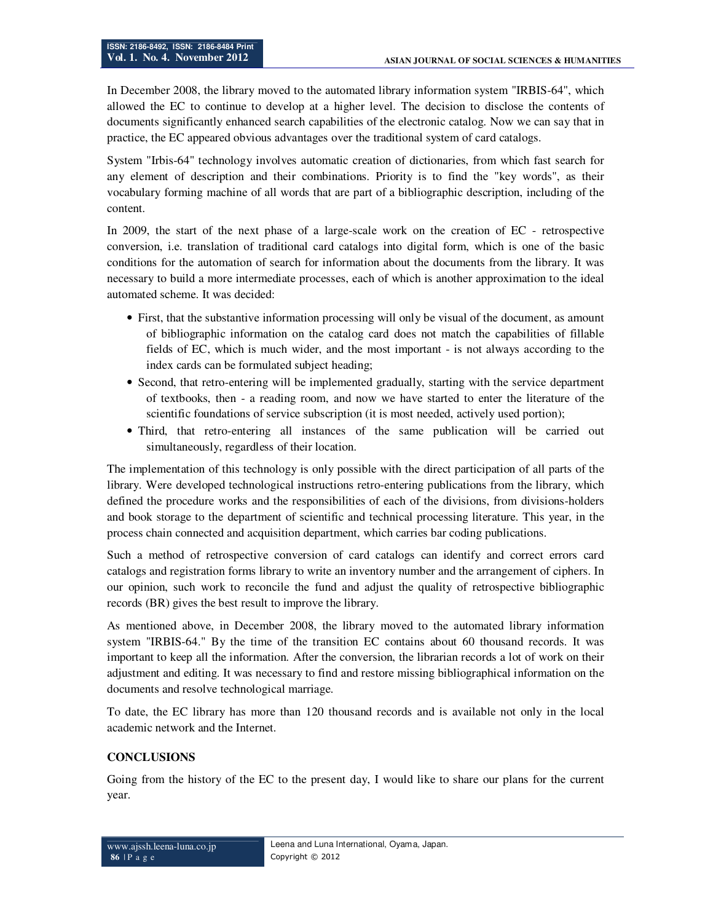In December 2008, the library moved to the automated library information system "IRBIS-64", which allowed the EC to continue to develop at a higher level. The decision to disclose the contents of documents significantly enhanced search capabilities of the electronic catalog. Now we can say that in practice, the EC appeared obvious advantages over the traditional system of card catalogs.

System "Irbis-64" technology involves automatic creation of dictionaries, from which fast search for any element of description and their combinations. Priority is to find the "key words", as their vocabulary forming machine of all words that are part of a bibliographic description, including of the content.

In 2009, the start of the next phase of a large-scale work on the creation of EC - retrospective conversion, i.e. translation of traditional card catalogs into digital form, which is one of the basic conditions for the automation of search for information about the documents from the library. It was necessary to build a more intermediate processes, each of which is another approximation to the ideal automated scheme. It was decided:

- First, that the substantive information processing will only be visual of the document, as amount of bibliographic information on the catalog card does not match the capabilities of fillable fields of EC, which is much wider, and the most important - is not always according to the index cards can be formulated subject heading;
- Second, that retro-entering will be implemented gradually, starting with the service department of textbooks, then - a reading room, and now we have started to enter the literature of the scientific foundations of service subscription (it is most needed, actively used portion);
- Third, that retro-entering all instances of the same publication will be carried out simultaneously, regardless of their location.

The implementation of this technology is only possible with the direct participation of all parts of the library. Were developed technological instructions retro-entering publications from the library, which defined the procedure works and the responsibilities of each of the divisions, from divisions-holders and book storage to the department of scientific and technical processing literature. This year, in the process chain connected and acquisition department, which carries bar coding publications.

Such a method of retrospective conversion of card catalogs can identify and correct errors card catalogs and registration forms library to write an inventory number and the arrangement of ciphers. In our opinion, such work to reconcile the fund and adjust the quality of retrospective bibliographic records (BR) gives the best result to improve the library.

As mentioned above, in December 2008, the library moved to the automated library information system "IRBIS-64." By the time of the transition EC contains about 60 thousand records. It was important to keep all the information. After the conversion, the librarian records a lot of work on their adjustment and editing. It was necessary to find and restore missing bibliographical information on the documents and resolve technological marriage.

To date, the EC library has more than 120 thousand records and is available not only in the local academic network and the Internet.

## CONCLUSIONS

Going from the history of the EC to the present day, I would like to share our plans for the current year.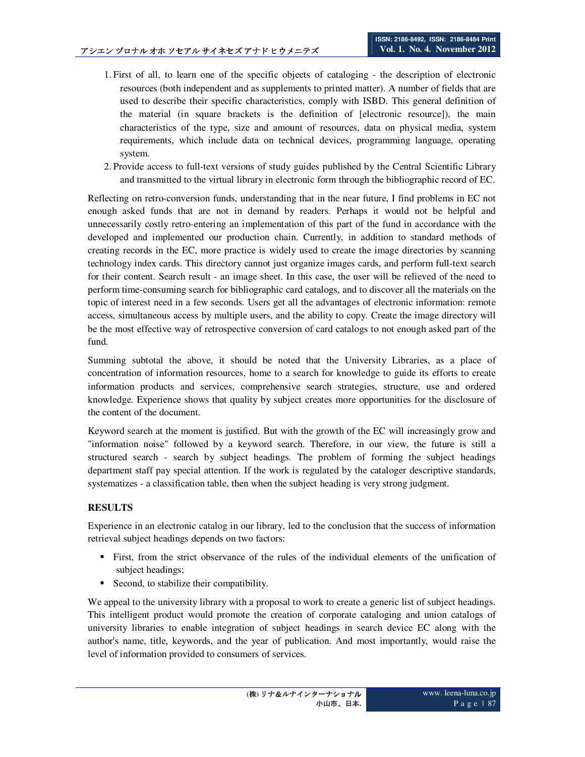1. First of all, to learn one of the specific objects of cataloging - the description of electronic resources (both independent and as supplements to printed matter). A number of fields that are used to describe their specific characteristics, comply with ISBD. This general definition of the material (in square brackets is the definition of [electronic resource]), the main characteristics of the type, size and amount of resources, data on physical media, system requirements, which include data on technical devices, programming language, operating system.
2. Provide access to full-text versions of study guides published by the Central Scientific Library and transmitted to the virtual library in electronic form through the bibliographic record of EC.

Reflecting on retro-conversion funds, understanding that in the near future, I find problems in EC not enough asked funds that are not in demand by readers. Perhaps it would not be helpful and unnecessarily costly retro-entering an implementation of this part of the fund in accordance with the developed and implemented our production chain. Currently, in addition to standard methods of creating records in the EC, more practice is widely used to create the image directories by scanning technology index cards. This directory cannot just organize images cards, and perform full-text search for their content. Search result - an image sheet. In this case, the user will be relieved of the need to perform time-consuming search for bibliographic card catalogs, and to discover all the materials on the topic of interest need in a few seconds. Users get all the advantages of electronic information: remote access, simultaneous access by multiple users, and the ability to copy. Create the image directory will be the most effective way of retrospective conversion of card catalogs to not enough asked part of the fund.

Summing subtotal the above, it should be noted that the University Libraries, as a place of concentration of information resources, home to a search for knowledge to guide its efforts to create information products and services, comprehensive search strategies, structure, use and ordered knowledge. Experience shows that quality by subject creates more opportunities for the disclosure of the content of the document.

Keyword search at the moment is justified. But with the growth of the EC will increasingly grow and "information noise" followed by a keyword search. Therefore, in our view, the future is still a structured search - search by subject headings. The problem of forming the subject headings department staff pay special attention. If the work is regulated by the cataloger descriptive standards, systematizes - a classification table, then when the subject heading is very strong judgment.

## RESULTS

Experience in an electronic catalog in our library, led to the conclusion that the success of information retrieval subject headings depends on two factors:

- First, from the strict observance of the rules of the individual elements of the unification of subject headings;
- Second, to stabilize their compatibility.

We appeal to the university library with a proposal to work to create a generic list of subject headings. This intelligent product would promote the creation of corporate cataloging and union catalogs of university libraries to enable integration of subject headings in search device EC along with the author's name, title, keywords, and the year of publication. And most importantly, would raise the level of information provided to consumers of services.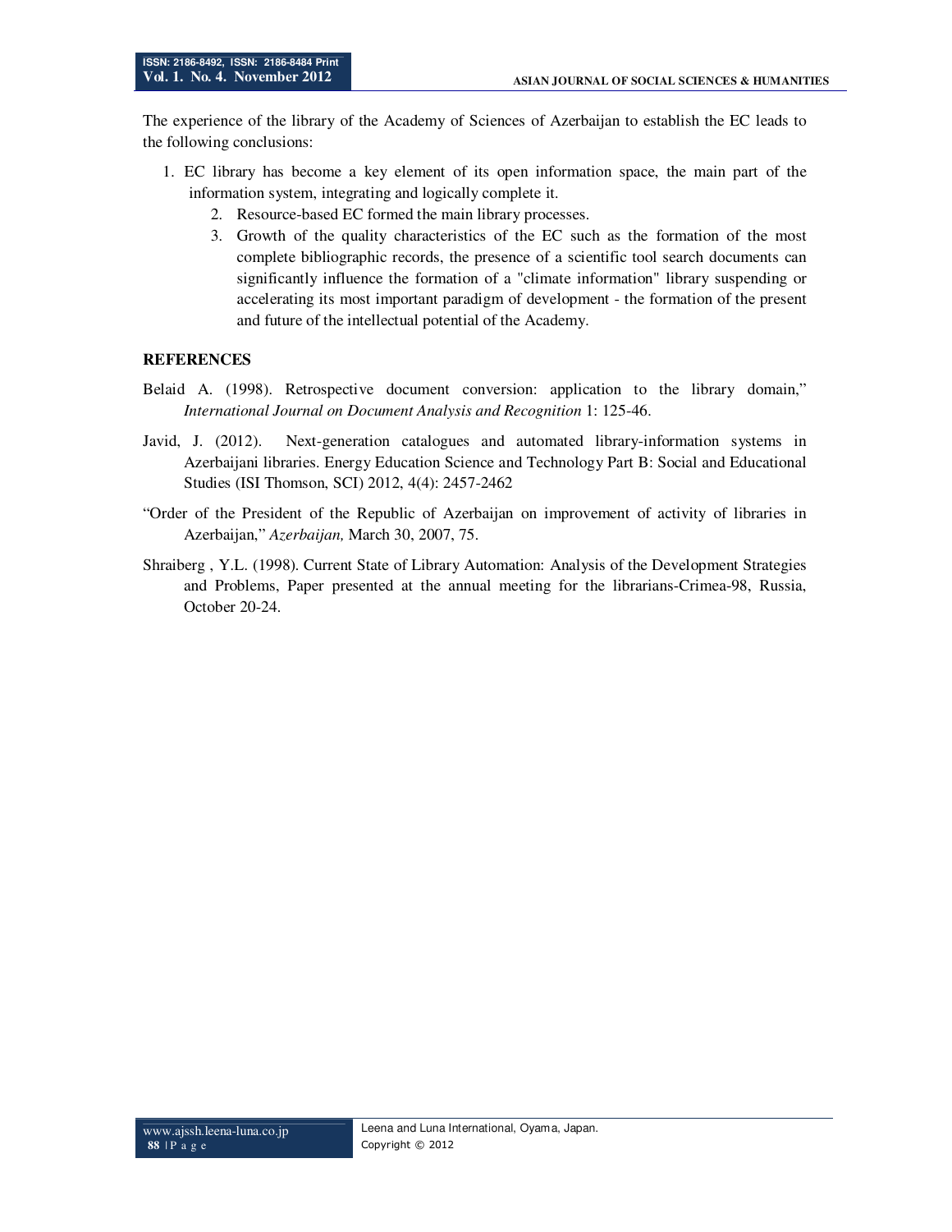The experience of the library of the Academy of Sciences of Azerbaijan to establish the EC leads to the following conclusions:

1. EC library has become a key element of its open information space, the main part of the information system, integrating and logically complete it.
2. Resource-based EC formed the main library processes.
3. Growth of the quality characteristics of the EC such as the formation of the most complete bibliographic records, the presence of a scientific tool search documents can significantly influence the formation of a "climate information" library suspending or accelerating its most important paradigm of development - the formation of the present and future of the intellectual potential of the Academy.

**REFERENCES**

Belaid A. (1998). Retrospective document conversion: application to the library domain," *International Journal on Document Analysis and Recognition* 1: 125-46.

Javid, J. (2012). Next-generation catalogues and automated library-information systems in Azerbaijani libraries. Energy Education Science and Technology Part B: Social and Educational Studies (ISI Thomson, SCI) 2012, 4(4): 2457-2462

"Order of the President of the Republic of Azerbaijan on improvement of activity of libraries in Azerbaijan," *Azerbaijan,* March 30, 2007, 75.

Shraiberg , Y.L. (1998). Current State of Library Automation: Analysis of the Development Strategies and Problems, Paper presented at the annual meeting for the librarians-Crimea-98, Russia, October 20-24.